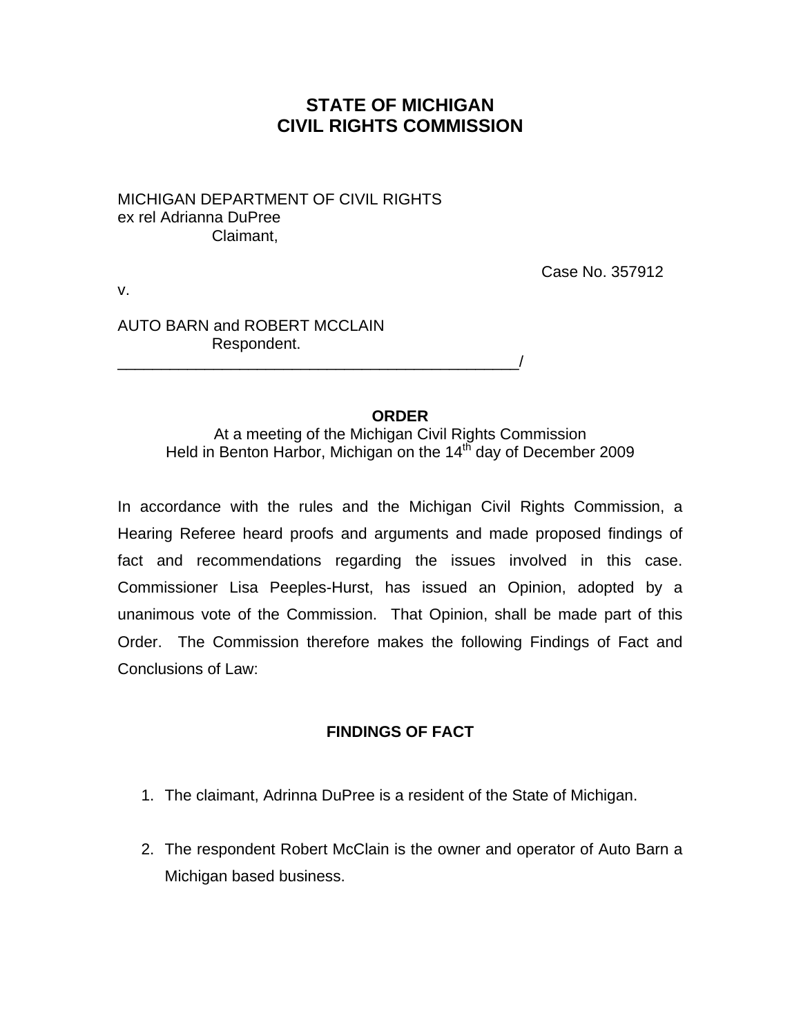# STATE OF MICHIGAN
# CIVIL RIGHTS COMMISSION

MICHIGAN DEPARTMENT OF CIVIL RIGHTS
ex rel Adrianna DuPree
Claimant,

Case No. 357912

v.

AUTO BARN and ROBERT MCCLAIN
Respondent.
_______________________________________________/

**ORDER**

At a meeting of the Michigan Civil Rights Commission
Held in Benton Harbor, Michigan on the 14th day of December 2009

In accordance with the rules and the Michigan Civil Rights Commission, a Hearing Referee heard proofs and arguments and made proposed findings of fact and recommendations regarding the issues involved in this case. Commissioner Lisa Peeples-Hurst, has issued an Opinion, adopted by a unanimous vote of the Commission. That Opinion, shall be made part of this Order. The Commission therefore makes the following Findings of Fact and Conclusions of Law:

**FINDINGS OF FACT**

1. The claimant, Adrinna DuPree is a resident of the State of Michigan.

2. The respondent Robert McClain is the owner and operator of Auto Barn a Michigan based business.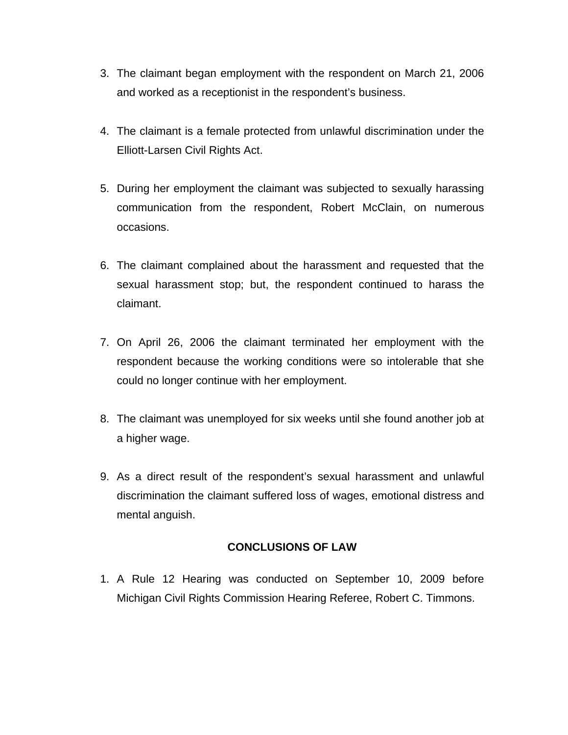3. The claimant began employment with the respondent on March 21, 2006 and worked as a receptionist in the respondent's business.

4. The claimant is a female protected from unlawful discrimination under the Elliott-Larsen Civil Rights Act.

5. During her employment the claimant was subjected to sexually harassing communication from the respondent, Robert McClain, on numerous occasions.

6. The claimant complained about the harassment and requested that the sexual harassment stop; but, the respondent continued to harass the claimant.

7. On April 26, 2006 the claimant terminated her employment with the respondent because the working conditions were so intolerable that she could no longer continue with her employment.

8. The claimant was unemployed for six weeks until she found another job at a higher wage.

9. As a direct result of the respondent's sexual harassment and unlawful discrimination the claimant suffered loss of wages, emotional distress and mental anguish.

**CONCLUSIONS OF LAW**

1. A Rule 12 Hearing was conducted on September 10, 2009 before Michigan Civil Rights Commission Hearing Referee, Robert C. Timmons.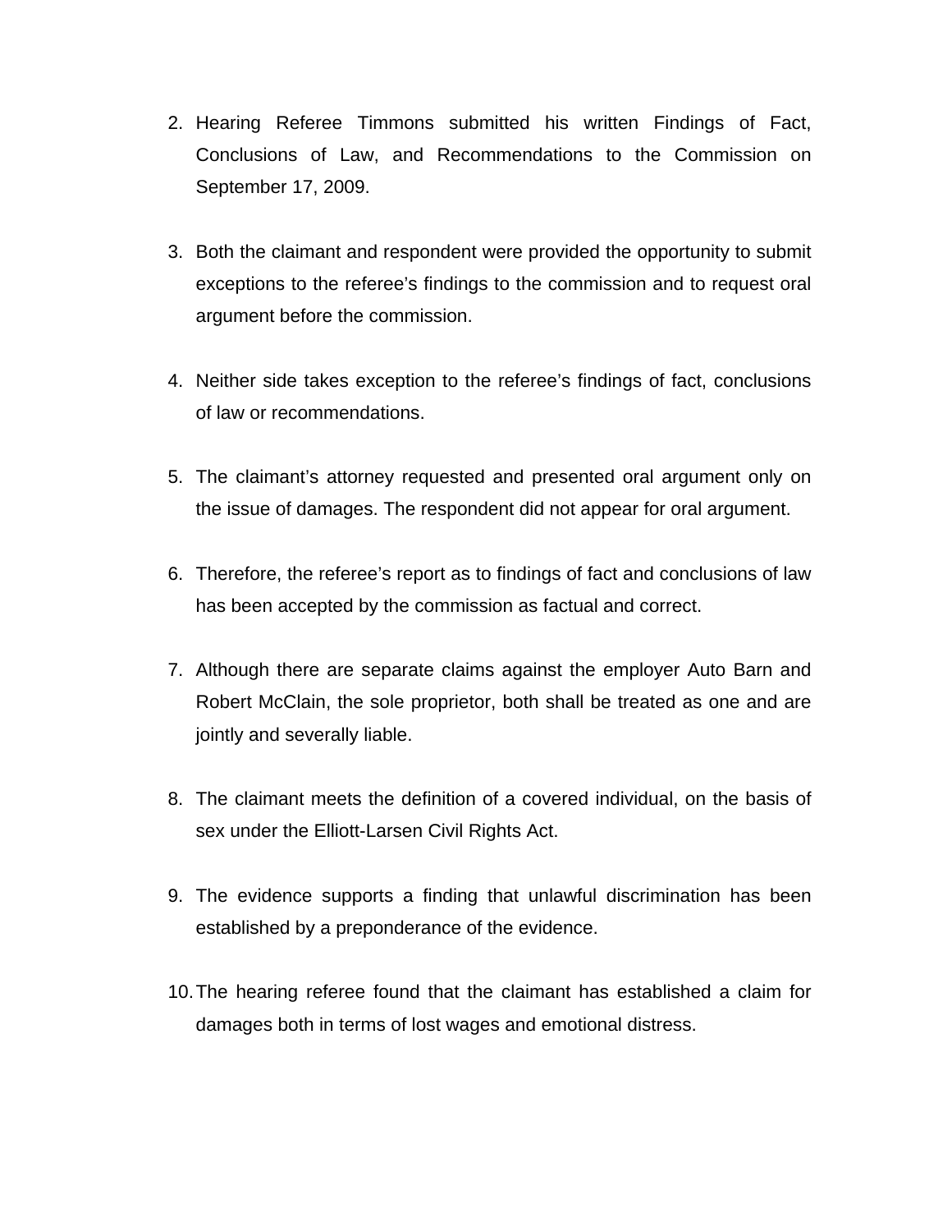2. Hearing Referee Timmons submitted his written Findings of Fact, Conclusions of Law, and Recommendations to the Commission on September 17, 2009.

3. Both the claimant and respondent were provided the opportunity to submit exceptions to the referee's findings to the commission and to request oral argument before the commission.

4. Neither side takes exception to the referee's findings of fact, conclusions of law or recommendations.

5. The claimant's attorney requested and presented oral argument only on the issue of damages. The respondent did not appear for oral argument.

6. Therefore, the referee's report as to findings of fact and conclusions of law has been accepted by the commission as factual and correct.

7. Although there are separate claims against the employer Auto Barn and Robert McClain, the sole proprietor, both shall be treated as one and are jointly and severally liable.

8. The claimant meets the definition of a covered individual, on the basis of sex under the Elliott-Larsen Civil Rights Act.

9. The evidence supports a finding that unlawful discrimination has been established by a preponderance of the evidence.

10. The hearing referee found that the claimant has established a claim for damages both in terms of lost wages and emotional distress.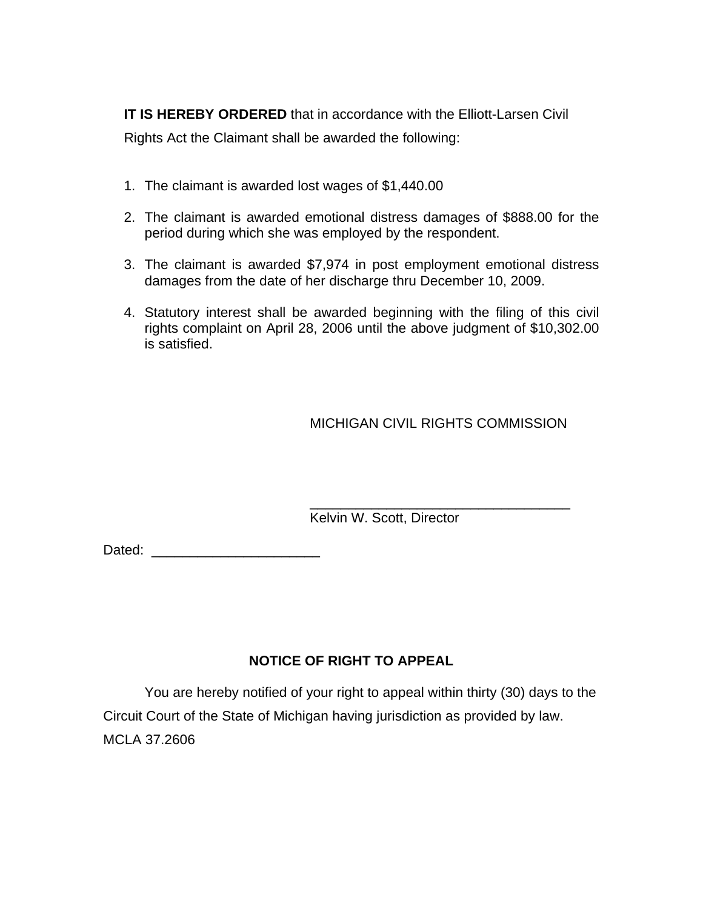**IT IS HEREBY ORDERED** that in accordance with the Elliott-Larsen Civil Rights Act the Claimant shall be awarded the following:

1. The claimant is awarded lost wages of $1,440.00
2. The claimant is awarded emotional distress damages of $888.00 for the period during which she was employed by the respondent.
3. The claimant is awarded $7,974 in post employment emotional distress damages from the date of her discharge thru December 10, 2009.
4. Statutory interest shall be awarded beginning with the filing of this civil rights complaint on April 28, 2006 until the above judgment of $10,302.00 is satisfied.

MICHIGAN CIVIL RIGHTS COMMISSION

___________________________________
Kelvin W. Scott, Director

Dated: ______________________

**NOTICE OF RIGHT TO APPEAL**

You are hereby notified of your right to appeal within thirty (30) days to the Circuit Court of the State of Michigan having jurisdiction as provided by law. MCLA 37.2606